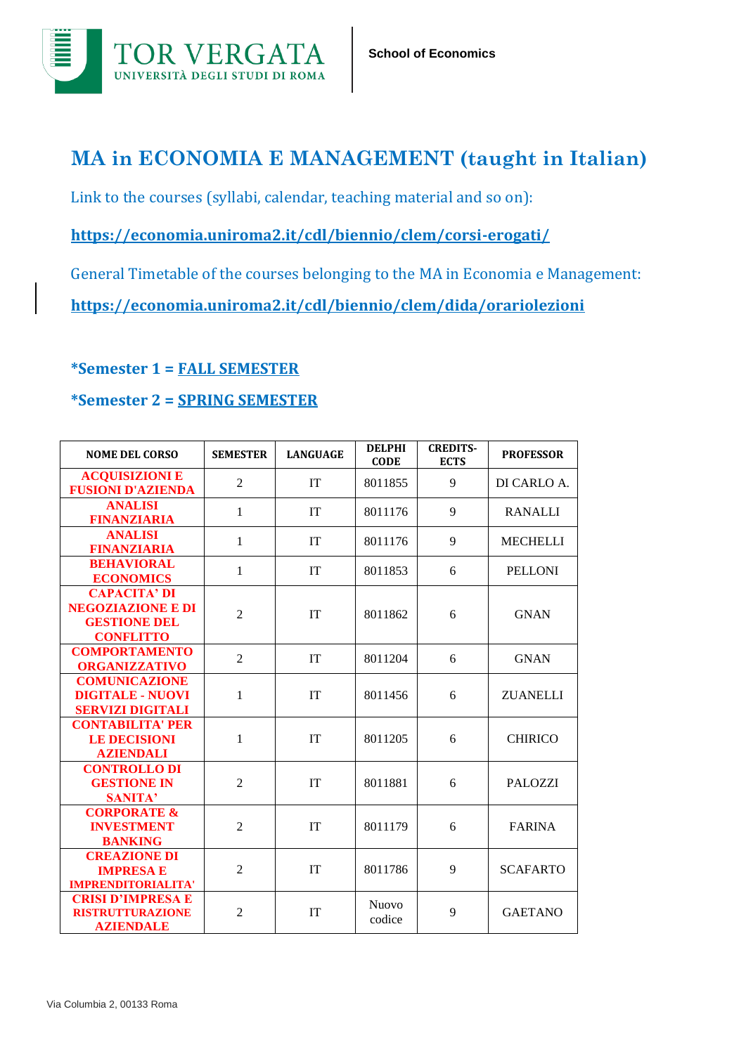School of Economics

# MA in ECONOMIA E MANAGEMENT (taught in Italian)

Link to the courses (syllabi, calendar, teaching material and so on):

**https://economia.uniroma2.it/cdl/biennio/clem/corsi-erogati/**

General Timetable of the courses belonging to the MA in Economia e Management:

**https://economia.uniroma2.it/cdl/biennio/clem/dida/orariolezioni**

**\*Semester 1 = FALL SEMESTER**

**\*Semester 2 = SPRING SEMESTER**

| NOME DEL CORSO | SEMESTER | LANGUAGE | DELPHI CODE | CREDITS-ECTS | PROFESSOR |
|---|---|---|---|---|---|
| ACQUISIZIONI E FUSIONI D'AZIENDA | 2 | IT | 8011855 | 9 | DI CARLO A. |
| ANALISI FINANZIARIA | 1 | IT | 8011176 | 9 | RANALLI |
| ANALISI FINANZIARIA | 1 | IT | 8011176 | 9 | MECHELLI |
| BEHAVIORAL ECONOMICS | 1 | IT | 8011853 | 6 | PELLONI |
| CAPACITA' DI NEGOZIAZIONE E DI GESTIONE DEL CONFLITTO | 2 | IT | 8011862 | 6 | GNAN |
| COMPORTAMENTO ORGANIZZATIVO | 2 | IT | 8011204 | 6 | GNAN |
| COMUNICAZIONE DIGITALE - NUOVI SERVIZI DIGITALI | 1 | IT | 8011456 | 6 | ZUANELLI |
| CONTABILITA' PER LE DECISIONI AZIENDALI | 1 | IT | 8011205 | 6 | CHIRICO |
| CONTROLLO DI GESTIONE IN SANITA' | 2 | IT | 8011881 | 6 | PALOZZI |
| CORPORATE & INVESTMENT BANKING | 2 | IT | 8011179 | 6 | FARINA |
| CREAZIONE DI IMPRESA E IMPRENDITORIALITA' | 2 | IT | 8011786 | 9 | SCAFARTO |
| CRISI D'IMPRESA E RISTRUTTURAZIONE AZIENDALE | 2 | IT | Nuovo codice | 9 | GAETANO |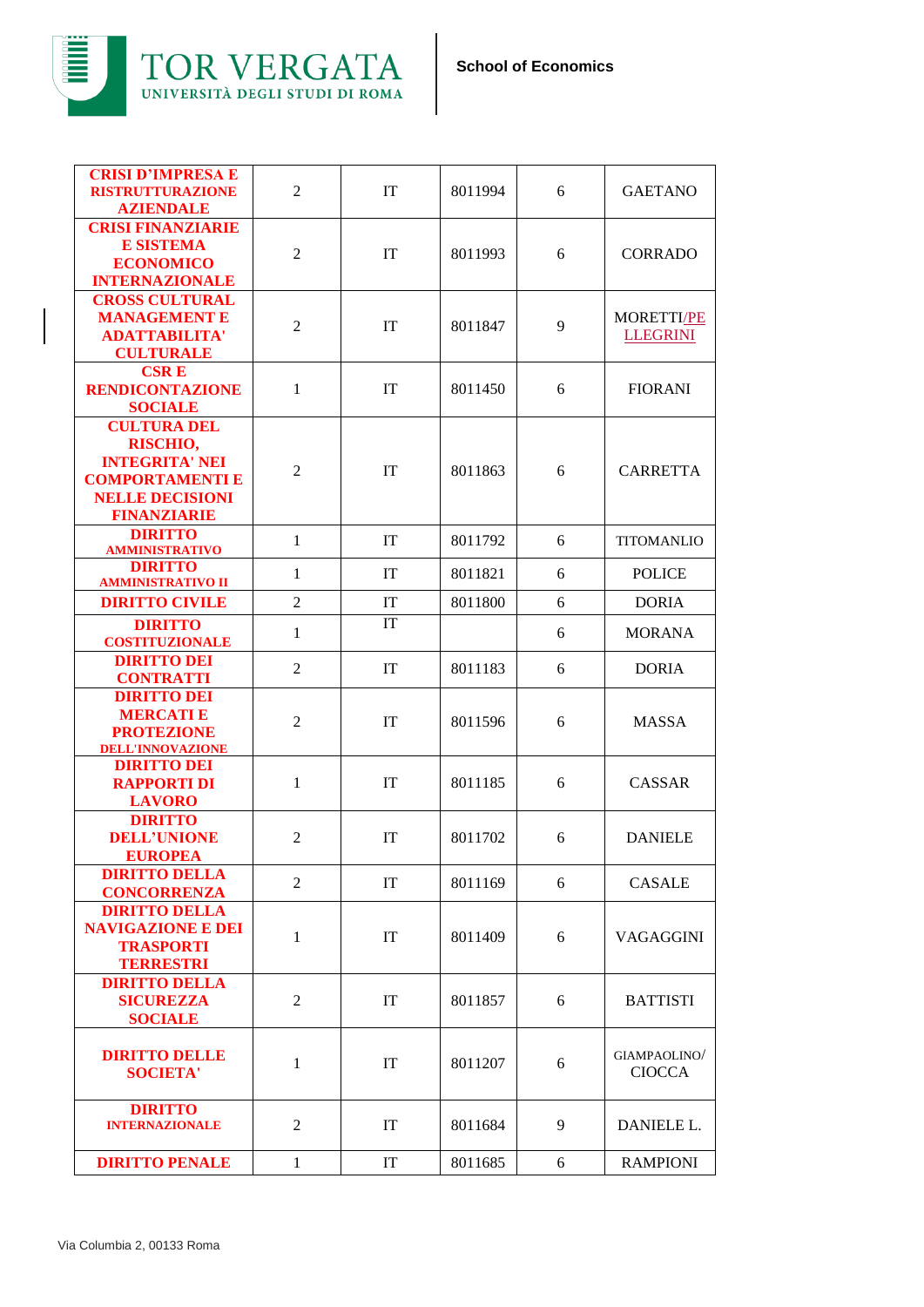| CRISI D'IMPRESA E RISTRUTTURAZIONE AZIENDALE | 2 | IT | 8011994 | 6 | GAETANO |
|---|---|---|---|---|---|
| CRISI FINANZIARIE E SISTEMA ECONOMICO INTERNAZIONALE | 2 | IT | 8011993 | 6 | CORRADO |
| CROSS CULTURAL MANAGEMENT E ADATTABILITA' CULTURALE | 2 | IT | 8011847 | 9 | MORETTI/PELLEGRINI |
| CSR E RENDICONTAZIONE SOCIALE | 1 | IT | 8011450 | 6 | FIORANI |
| CULTURA DEL RISCHIO, INTEGRITA' NEI COMPORTAMENTI E NELLE DECISIONI FINANZIARIE | 2 | IT | 8011863 | 6 | CARRETTA |
| DIRITTO AMMINISTRATIVO | 1 | IT | 8011792 | 6 | TITOMANLIO |
| DIRITTO AMMINISTRATIVO II | 1 | IT | 8011821 | 6 | POLICE |
| DIRITTO CIVILE | 2 | IT | 8011800 | 6 | DORIA |
| DIRITTO COSTITUZIONALE | 1 | IT | | 6 | MORANA |
| DIRITTO DEI CONTRATTI | 2 | IT | 8011183 | 6 | DORIA |
| DIRITTO DEI MERCATI E PROTEZIONE DELL'INNOVAZIONE | 2 | IT | 8011596 | 6 | MASSA |
| DIRITTO DEI RAPPORTI DI LAVORO | 1 | IT | 8011185 | 6 | CASSAR |
| DIRITTO DELL'UNIONE EUROPEA | 2 | IT | 8011702 | 6 | DANIELE |
| DIRITTO DELLA CONCORRENZA | 2 | IT | 8011169 | 6 | CASALE |
| DIRITTO DELLA NAVIGAZIONE E DEI TRASPORTI TERRESTRI | 1 | IT | 8011409 | 6 | VAGAGGINI |
| DIRITTO DELLA SICUREZZA SOCIALE | 2 | IT | 8011857 | 6 | BATTISTI |
| DIRITTO DELLE SOCIETA' | 1 | IT | 8011207 | 6 | GIAMPAOLINO/ CIOCCA |
| DIRITTO INTERNAZIONALE | 2 | IT | 8011684 | 9 | DANIELE L. |
| DIRITTO PENALE | 1 | IT | 8011685 | 6 | RAMPIONI |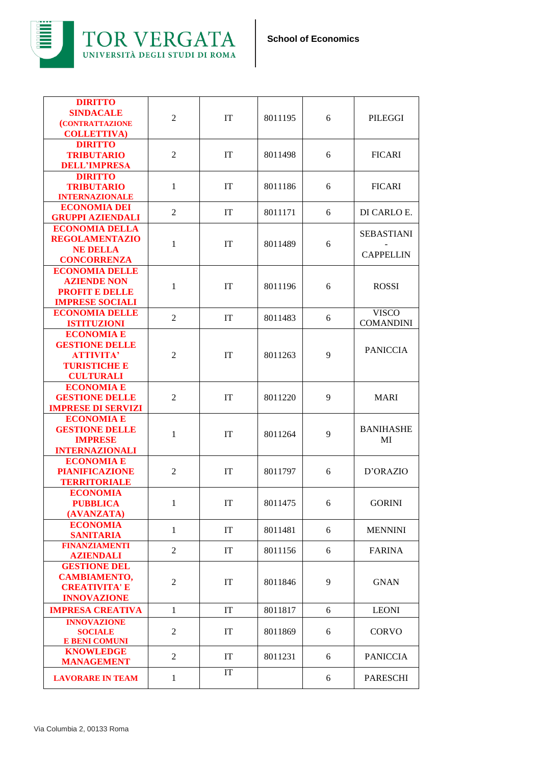| | | | | | |
|---|---|---|---|---|---|
| **DIRITTO SINDACALE (CONTRATTAZIONE COLLETTIVA)** | 2 | IT | 8011195 | 6 | PILEGGI |
| **DIRITTO TRIBUTARIO DELL'IMPRESA** | 2 | IT | 8011498 | 6 | FICARI |
| **DIRITTO TRIBUTARIO INTERNAZIONALE** | 1 | IT | 8011186 | 6 | FICARI |
| **ECONOMIA DEI GRUPPI AZIENDALI** | 2 | IT | 8011171 | 6 | DI CARLO E. |
| **ECONOMIA DELLA REGOLAMENTAZIONE DELLA CONCORRENZA** | 1 | IT | 8011489 | 6 | SEBASTIANI - CAPPELLIN |
| **ECONOMIA DELLE AZIENDE NON PROFIT E DELLE IMPRESE SOCIALI** | 1 | IT | 8011196 | 6 | ROSSI |
| **ECONOMIA DELLE ISTITUZIONI** | 2 | IT | 8011483 | 6 | VISCO COMANDINI |
| **ECONOMIA E GESTIONE DELLE ATTIVITA' TURISTICHE E CULTURALI** | 2 | IT | 8011263 | 9 | PANICCIA |
| **ECONOMIA E GESTIONE DELLE IMPRESE DI SERVIZI** | 2 | IT | 8011220 | 9 | MARI |
| **ECONOMIA E GESTIONE DELLE IMPRESE INTERNAZIONALI** | 1 | IT | 8011264 | 9 | BANIHASHEMI |
| **ECONOMIA E PIANIFICAZIONE TERRITORIALE** | 2 | IT | 8011797 | 6 | D'ORAZIO |
| **ECONOMIA PUBBLICA (AVANZATA)** | 1 | IT | 8011475 | 6 | GORINI |
| **ECONOMIA SANITARIA** | 1 | IT | 8011481 | 6 | MENNINI |
| **FINANZIAMENTI AZIENDALI** | 2 | IT | 8011156 | 6 | FARINA |
| **GESTIONE DEL CAMBIAMENTO, CREATIVITA' E INNOVAZIONE** | 2 | IT | 8011846 | 9 | GNAN |
| **IMPRESA CREATIVA** | 1 | IT | 8011817 | 6 | LEONI |
| **INNOVAZIONE SOCIALE E BENI COMUNI** | 2 | IT | 8011869 | 6 | CORVO |
| **KNOWLEDGE MANAGEMENT** | 2 | IT | 8011231 | 6 | PANICCIA |
| **LAVORARE IN TEAM** | 1 | IT | | 6 | PARESCHI |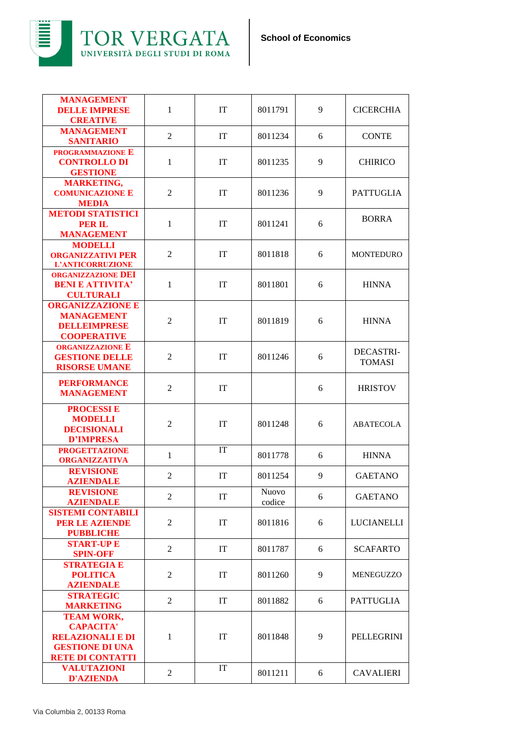| MANAGEMENT DELLE IMPRESE CREATIVE | 1 | IT | 8011791 | 9 | CICERCHIA |
|---|---|---|---|---|---|
| MANAGEMENT SANITARIO | 2 | IT | 8011234 | 6 | CONTE |
| PROGRAMMAZIONE E CONTROLLO DI GESTIONE | 1 | IT | 8011235 | 9 | CHIRICO |
| MARKETING, COMUNICAZIONE E MEDIA | 2 | IT | 8011236 | 9 | PATTUGLIA |
| METODI STATISTICI PER IL MANAGEMENT | 1 | IT | 8011241 | 6 | BORRA |
| MODELLI ORGANIZZATIVI PER L'ANTICORRUZIONE | 2 | IT | 8011818 | 6 | MONTEDURO |
| ORGANIZZAZIONE DEI BENI E ATTIVITA' CULTURALI | 1 | IT | 8011801 | 6 | HINNA |
| ORGANIZZAZIONE E MANAGEMENT DELLEIMPRESE COOPERATIVE | 2 | IT | 8011819 | 6 | HINNA |
| ORGANIZZAZIONE E GESTIONE DELLE RISORSE UMANE | 2 | IT | 8011246 | 6 | DECASTRI-TOMASI |
| PERFORMANCE MANAGEMENT | 2 | IT | | 6 | HRISTOV |
| PROCESSI E MODELLI DECISIONALI D'IMPRESA | 2 | IT | 8011248 | 6 | ABATECOLA |
| PROGETTAZIONE ORGANIZZATIVA | 1 | IT | 8011778 | 6 | HINNA |
| REVISIONE AZIENDALE | 2 | IT | 8011254 | 9 | GAETANO |
| REVISIONE AZIENDALE | 2 | IT | Nuovo codice | 6 | GAETANO |
| SISTEMI CONTABILI PER LE AZIENDE PUBBLICHE | 2 | IT | 8011816 | 6 | LUCIANELLI |
| START-UP E SPIN-OFF | 2 | IT | 8011787 | 6 | SCAFARTO |
| STRATEGIA E POLITICA AZIENDALE | 2 | IT | 8011260 | 9 | MENEGUZZO |
| STRATEGIC MARKETING | 2 | IT | 8011882 | 6 | PATTUGLIA |
| TEAM WORK, CAPACITA' RELAZIONALI E DI GESTIONE DI UNA RETE DI CONTATTI | 1 | IT | 8011848 | 9 | PELLEGRINI |
| VALUTAZIONI D'AZIENDA | 2 | IT | 8011211 | 6 | CAVALIERI |